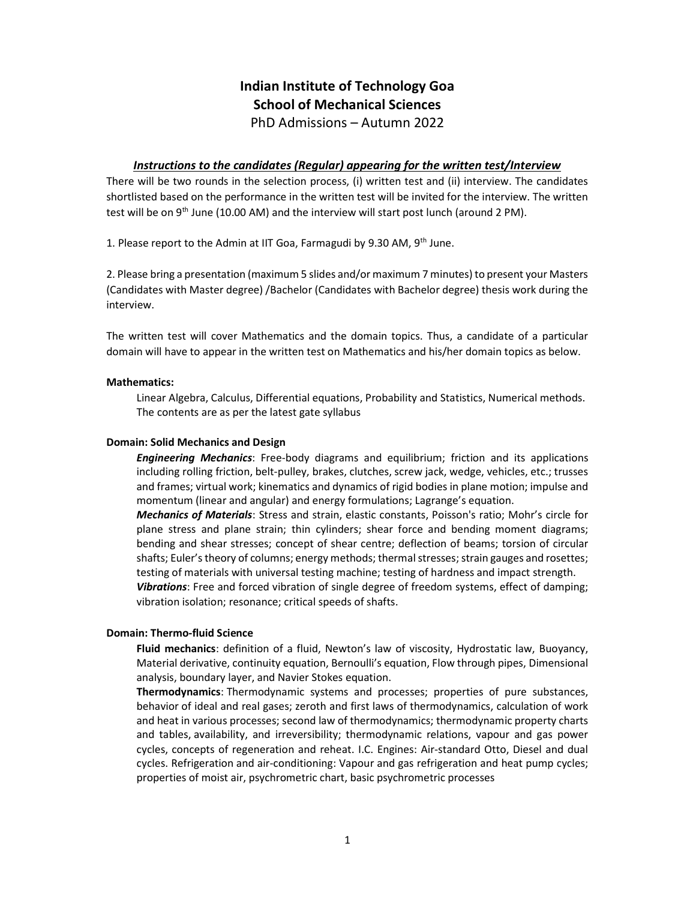# Indian Institute of Technology Goa
## School of Mechanical Sciences
PhD Admissions – Autumn 2022

### ***Instructions to the candidates (Regular) appearing for the written test/Interview***

There will be two rounds in the selection process, (i) written test and (ii) interview. The candidates shortlisted based on the performance in the written test will be invited for the interview. The written test will be on 9th June (10.00 AM) and the interview will start post lunch (around 2 PM).

1. Please report to the Admin at IIT Goa, Farmagudi by 9.30 AM, 9th June.

2. Please bring a presentation (maximum 5 slides and/or maximum 7 minutes) to present your Masters (Candidates with Master degree) /Bachelor (Candidates with Bachelor degree) thesis work during the interview.

The written test will cover Mathematics and the domain topics. Thus, a candidate of a particular domain will have to appear in the written test on Mathematics and his/her domain topics as below.

**Mathematics:**

Linear Algebra, Calculus, Differential equations, Probability and Statistics, Numerical methods. The contents are as per the latest gate syllabus

**Domain: Solid Mechanics and Design**

***Engineering Mechanics***: Free-body diagrams and equilibrium; friction and its applications including rolling friction, belt-pulley, brakes, clutches, screw jack, wedge, vehicles, etc.; trusses and frames; virtual work; kinematics and dynamics of rigid bodies in plane motion; impulse and momentum (linear and angular) and energy formulations; Lagrange's equation.

***Mechanics of Materials***: Stress and strain, elastic constants, Poisson's ratio; Mohr's circle for plane stress and plane strain; thin cylinders; shear force and bending moment diagrams; bending and shear stresses; concept of shear centre; deflection of beams; torsion of circular shafts; Euler's theory of columns; energy methods; thermal stresses; strain gauges and rosettes; testing of materials with universal testing machine; testing of hardness and impact strength.

***Vibrations***: Free and forced vibration of single degree of freedom systems, effect of damping; vibration isolation; resonance; critical speeds of shafts.

**Domain: Thermo-fluid Science**

**Fluid mechanics**: definition of a fluid, Newton's law of viscosity, Hydrostatic law, Buoyancy, Material derivative, continuity equation, Bernoulli's equation, Flow through pipes, Dimensional analysis, boundary layer, and Navier Stokes equation.

**Thermodynamics**: Thermodynamic systems and processes; properties of pure substances, behavior of ideal and real gases; zeroth and first laws of thermodynamics, calculation of work and heat in various processes; second law of thermodynamics; thermodynamic property charts and tables, availability, and irreversibility; thermodynamic relations, vapour and gas power cycles, concepts of regeneration and reheat. I.C. Engines: Air-standard Otto, Diesel and dual cycles. Refrigeration and air-conditioning: Vapour and gas refrigeration and heat pump cycles; properties of moist air, psychrometric chart, basic psychrometric processes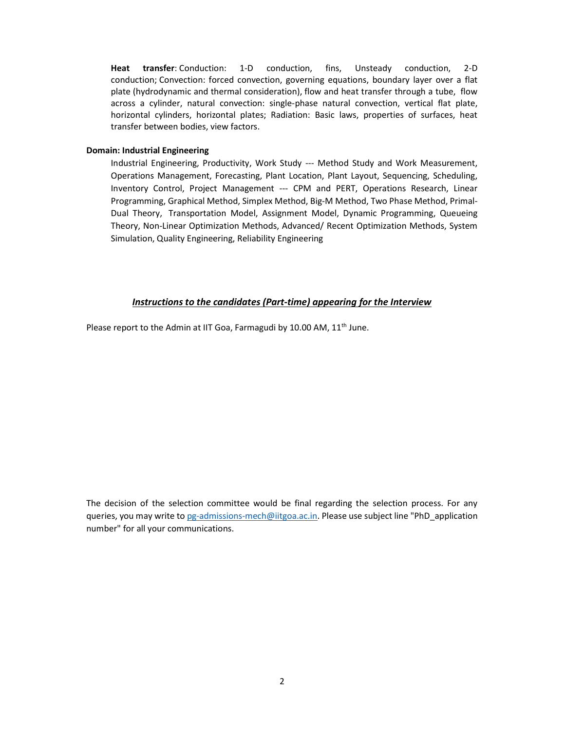**Heat transfer**: Conduction: 1-D conduction, fins, Unsteady conduction, 2-D conduction; Convection: forced convection, governing equations, boundary layer over a flat plate (hydrodynamic and thermal consideration), flow and heat transfer through a tube, flow across a cylinder, natural convection: single-phase natural convection, vertical flat plate, horizontal cylinders, horizontal plates; Radiation: Basic laws, properties of surfaces, heat transfer between bodies, view factors.

**Domain: Industrial Engineering**

Industrial Engineering, Productivity, Work Study --- Method Study and Work Measurement, Operations Management, Forecasting, Plant Location, Plant Layout, Sequencing, Scheduling, Inventory Control, Project Management --- CPM and PERT, Operations Research, Linear Programming, Graphical Method, Simplex Method, Big-M Method, Two Phase Method, Primal-Dual Theory, Transportation Model, Assignment Model, Dynamic Programming, Queueing Theory, Non-Linear Optimization Methods, Advanced/ Recent Optimization Methods, System Simulation, Quality Engineering, Reliability Engineering

## ***Instructions to the candidates (Part-time) appearing for the Interview***

Please report to the Admin at IIT Goa, Farmagudi by 10.00 AM, 11th June.

The decision of the selection committee would be final regarding the selection process. For any queries, you may write to pg-admissions-mech@iitgoa.ac.in. Please use subject line "PhD_application number" for all your communications.